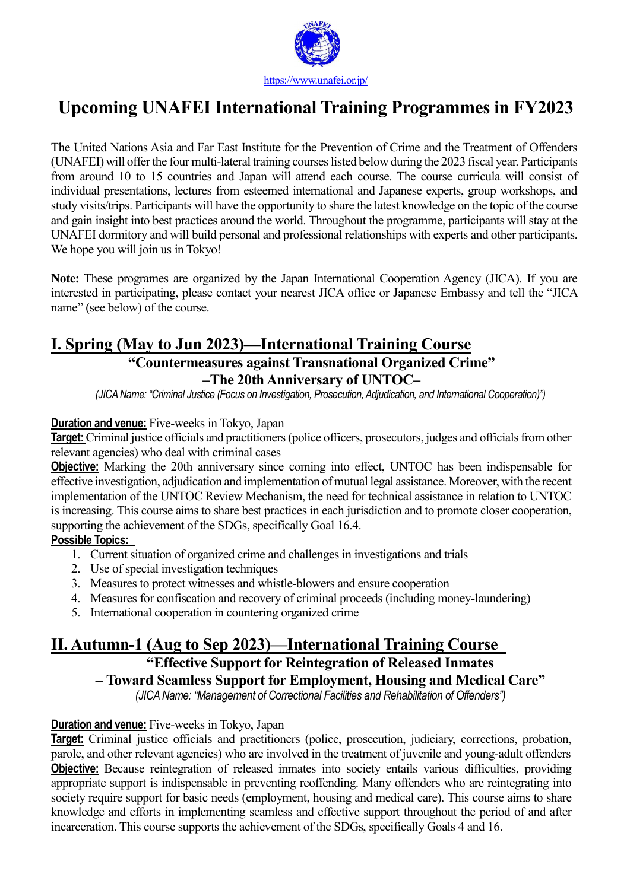https://www.unafei.or.jp/

# Upcoming UNAFEI International Training Programmes in FY2023

The United Nations Asia and Far East Institute for the Prevention of Crime and the Treatment of Offenders (UNAFEI) will offer the four multi-lateral training courses listed below during the 2023 fiscal year. Participants from around 10 to 15 countries and Japan will attend each course. The course curricula will consist of individual presentations, lectures from esteemed international and Japanese experts, group workshops, and study visits/trips. Participants will have the opportunity to share the latest knowledge on the topic of the course and gain insight into best practices around the world. Throughout the programme, participants will stay at the UNAFEI dormitory and will build personal and professional relationships with experts and other participants. We hope you will join us in Tokyo!

**Note:** These programes are organized by the Japan International Cooperation Agency (JICA). If you are interested in participating, please contact your nearest JICA office or Japanese Embassy and tell the "JICA name" (see below) of the course.

## I. Spring (May to Jun 2023)—International Training Course

### "Countermeasures against Transnational Organized Crime" –The 20th Anniversary of UNTOC–

*(JICA Name: "Criminal Justice (Focus on Investigation, Prosecution, Adjudication, and International Cooperation)")*

**Duration and venue:** Five-weeks in Tokyo, Japan

**Target:** Criminal justice officials and practitioners (police officers, prosecutors, judges and officials from other relevant agencies) who deal with criminal cases

**Objective:** Marking the 20th anniversary since coming into effect, UNTOC has been indispensable for effective investigation, adjudication and implementation of mutual legal assistance. Moreover, with the recent implementation of the UNTOC Review Mechanism, the need for technical assistance in relation to UNTOC is increasing. This course aims to share best practices in each jurisdiction and to promote closer cooperation, supporting the achievement of the SDGs, specifically Goal 16.4.

**Possible Topics:**

1. Current situation of organized crime and challenges in investigations and trials
2. Use of special investigation techniques
3. Measures to protect witnesses and whistle-blowers and ensure cooperation
4. Measures for confiscation and recovery of criminal proceeds (including money-laundering)
5. International cooperation in countering organized crime

## II. Autumn-1 (Aug to Sep 2023)—International Training Course

### "Effective Support for Reintegration of Released Inmates – Toward Seamless Support for Employment, Housing and Medical Care"

*(JICA Name: "Management of Correctional Facilities and Rehabilitation of Offenders")*

**Duration and venue:** Five-weeks in Tokyo, Japan

**Target:** Criminal justice officials and practitioners (police, prosecution, judiciary, corrections, probation, parole, and other relevant agencies) who are involved in the treatment of juvenile and young-adult offenders

**Objective:** Because reintegration of released inmates into society entails various difficulties, providing appropriate support is indispensable in preventing reoffending. Many offenders who are reintegrating into society require support for basic needs (employment, housing and medical care). This course aims to share knowledge and efforts in implementing seamless and effective support throughout the period of and after incarceration. This course supports the achievement of the SDGs, specifically Goals 4 and 16.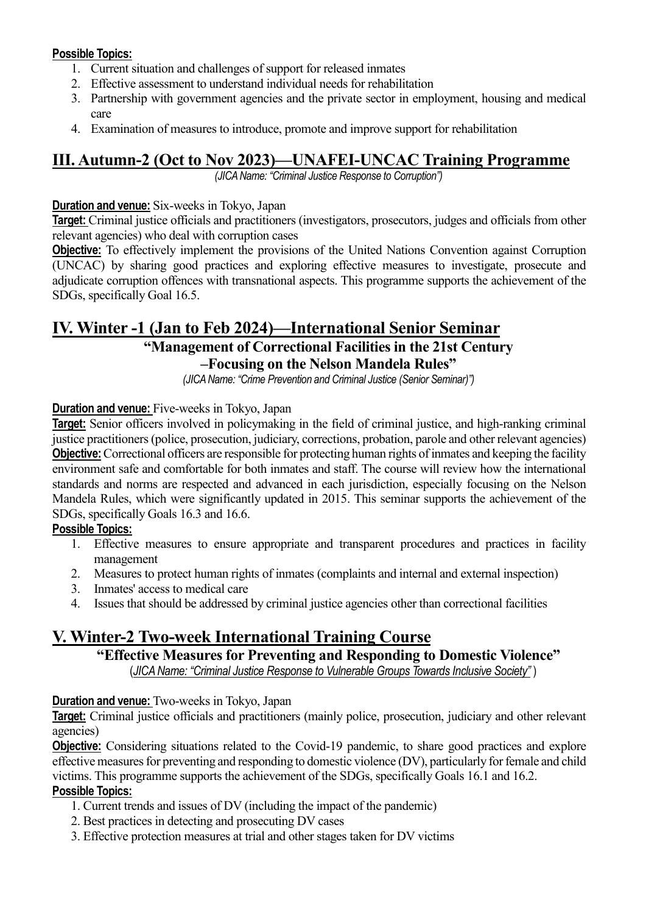**Possible Topics:**

1. Current situation and challenges of support for released inmates
2. Effective assessment to understand individual needs for rehabilitation
3. Partnership with government agencies and the private sector in employment, housing and medical care
4. Examination of measures to introduce, promote and improve support for rehabilitation

## III. Autumn-2 (Oct to Nov 2023)—UNAFEI-UNCAC Training Programme

*(JICA Name: "Criminal Justice Response to Corruption")*

**Duration and venue:** Six-weeks in Tokyo, Japan

**Target:** Criminal justice officials and practitioners (investigators, prosecutors, judges and officials from other relevant agencies) who deal with corruption cases

**Objective:** To effectively implement the provisions of the United Nations Convention against Corruption (UNCAC) by sharing good practices and exploring effective measures to investigate, prosecute and adjudicate corruption offences with transnational aspects. This programme supports the achievement of the SDGs, specifically Goal 16.5.

## IV. Winter -1 (Jan to Feb 2024)—International Senior Seminar

### "Management of Correctional Facilities in the 21st Century –Focusing on the Nelson Mandela Rules"

*(JICA Name: "Crime Prevention and Criminal Justice (Senior Seminar)")*

**Duration and venue:** Five-weeks in Tokyo, Japan

**Target:** Senior officers involved in policymaking in the field of criminal justice, and high-ranking criminal justice practitioners (police, prosecution, judiciary, corrections, probation, parole and other relevant agencies)

**Objective:** Correctional officers are responsible for protecting human rights of inmates and keeping the facility environment safe and comfortable for both inmates and staff. The course will review how the international standards and norms are respected and advanced in each jurisdiction, especially focusing on the Nelson Mandela Rules, which were significantly updated in 2015. This seminar supports the achievement of the SDGs, specifically Goals 16.3 and 16.6.

**Possible Topics:**

1. Effective measures to ensure appropriate and transparent procedures and practices in facility management
2. Measures to protect human rights of inmates (complaints and internal and external inspection)
3. Inmates' access to medical care
4. Issues that should be addressed by criminal justice agencies other than correctional facilities

## V. Winter-2 Two-week International Training Course

### "Effective Measures for Preventing and Responding to Domestic Violence"

(*JICA Name: "Criminal Justice Response to Vulnerable Groups Towards Inclusive Society"* )

**Duration and venue:** Two-weeks in Tokyo, Japan

**Target:** Criminal justice officials and practitioners (mainly police, prosecution, judiciary and other relevant agencies)

**Objective:** Considering situations related to the Covid-19 pandemic, to share good practices and explore effective measures for preventing and responding to domestic violence (DV), particularly for female and child victims. This programme supports the achievement of the SDGs, specifically Goals 16.1 and 16.2.

**Possible Topics:**

1. Current trends and issues of DV (including the impact of the pandemic)
2. Best practices in detecting and prosecuting DV cases
3. Effective protection measures at trial and other stages taken for DV victims